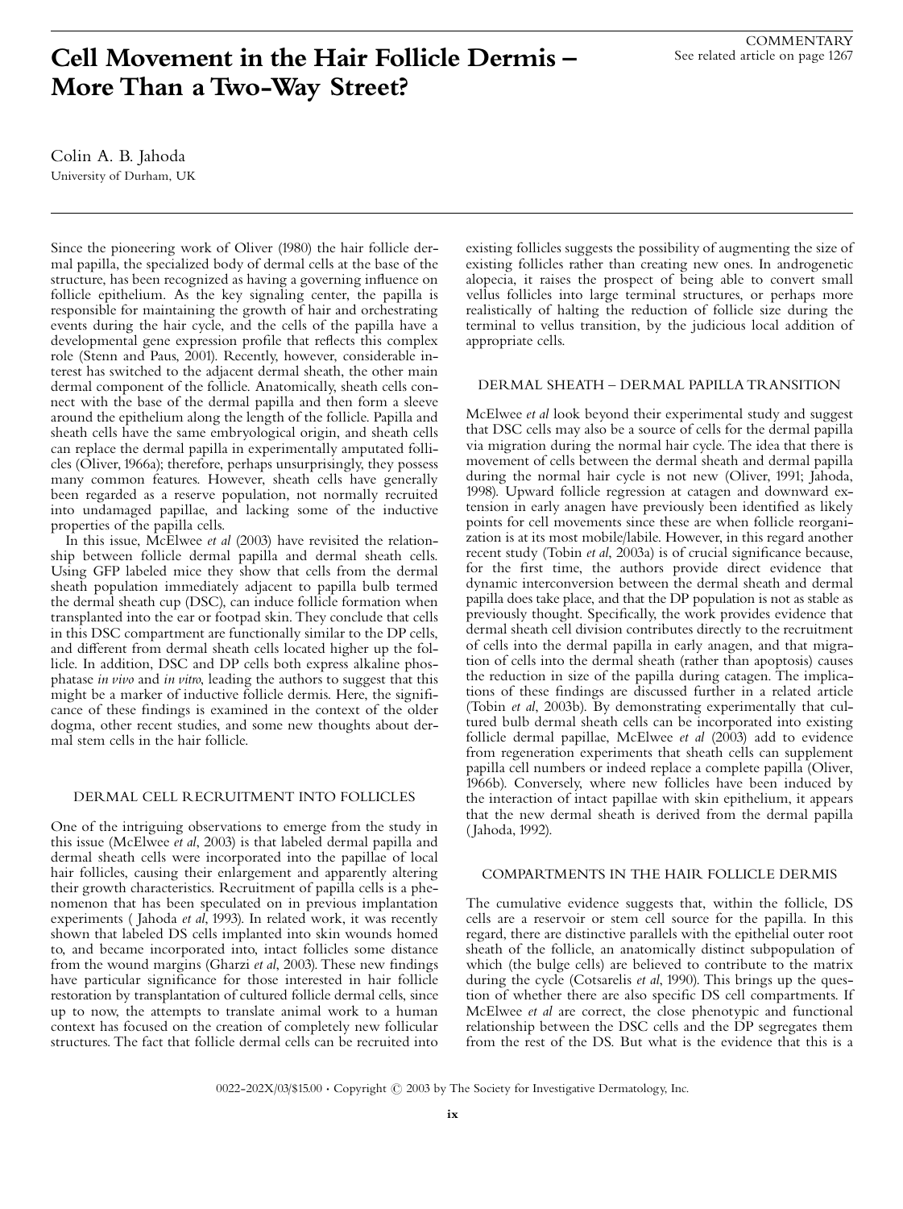COMMENTARY
See related article on page 1267

# Cell Movement in the Hair Follicle Dermis – More Than a Two-Way Street?

Colin A. B. Jahoda
University of Durham, UK

Since the pioneering work of Oliver (1980) the hair follicle dermal papilla, the specialized body of dermal cells at the base of the structure, has been recognized as having a governing influence on follicle epithelium. As the key signaling center, the papilla is responsible for maintaining the growth of hair and orchestrating events during the hair cycle, and the cells of the papilla have a developmental gene expression profile that reflects this complex role (Stenn and Paus, 2001). Recently, however, considerable interest has switched to the adjacent dermal sheath, the other main dermal component of the follicle. Anatomically, sheath cells connect with the base of the dermal papilla and then form a sleeve around the epithelium along the length of the follicle. Papilla and sheath cells have the same embryological origin, and sheath cells can replace the dermal papilla in experimentally amputated follicles (Oliver, 1966a); therefore, perhaps unsurprisingly, they possess many common features. However, sheath cells have generally been regarded as a reserve population, not normally recruited into undamaged papillae, and lacking some of the inductive properties of the papilla cells.

In this issue, McElwee *et al* (2003) have revisited the relationship between follicle dermal papilla and dermal sheath cells. Using GFP labeled mice they show that cells from the dermal sheath population immediately adjacent to papilla bulb termed the dermal sheath cup (DSC), can induce follicle formation when transplanted into the ear or footpad skin. They conclude that cells in this DSC compartment are functionally similar to the DP cells, and different from dermal sheath cells located higher up the follicle. In addition, DSC and DP cells both express alkaline phosphatase *in vivo* and *in vitro*, leading the authors to suggest that this might be a marker of inductive follicle dermis. Here, the significance of these findings is examined in the context of the older dogma, other recent studies, and some new thoughts about dermal stem cells in the hair follicle.

## DERMAL CELL RECRUITMENT INTO FOLLICLES

One of the intriguing observations to emerge from the study in this issue (McElwee *et al*, 2003) is that labeled dermal papilla and dermal sheath cells were incorporated into the papillae of local hair follicles, causing their enlargement and apparently altering their growth characteristics. Recruitment of papilla cells is a phenomenon that has been speculated on in previous implantation experiments (Jahoda *et al*, 1993). In related work, it was recently shown that labeled DS cells implanted into skin wounds homed to, and became incorporated into, intact follicles some distance from the wound margins (Gharzi *et al*, 2003). These new findings have particular significance for those interested in hair follicle restoration by transplantation of cultured follicle dermal cells, since up to now, the attempts to translate animal work to a human context has focused on the creation of completely new follicular structures. The fact that follicle dermal cells can be recruited into existing follicles suggests the possibility of augmenting the size of existing follicles rather than creating new ones. In androgenetic alopecia, it raises the prospect of being able to convert small vellus follicles into large terminal structures, or perhaps more realistically of halting the reduction of follicle size during the terminal to vellus transition, by the judicious local addition of appropriate cells.

## DERMAL SHEATH – DERMAL PAPILLA TRANSITION

McElwee *et al* look beyond their experimental study and suggest that DSC cells may also be a source of cells for the dermal papilla via migration during the normal hair cycle. The idea that there is movement of cells between the dermal sheath and dermal papilla during the normal hair cycle is not new (Oliver, 1991; Jahoda, 1998). Upward follicle regression at catagen and downward extension in early anagen have previously been identified as likely points for cell movements since these are when follicle reorganization is at its most mobile/labile. However, in this regard another recent study (Tobin *et al*, 2003a) is of crucial significance because, for the first time, the authors provide direct evidence that dynamic interconversion between the dermal sheath and dermal papilla does take place, and that the DP population is not as stable as previously thought. Specifically, the work provides evidence that dermal sheath cell division contributes directly to the recruitment of cells into the dermal papilla in early anagen, and that migration of cells into the dermal sheath (rather than apoptosis) causes the reduction in size of the papilla during catagen. The implications of these findings are discussed further in a related article (Tobin *et al*, 2003b). By demonstrating experimentally that cultured bulb dermal sheath cells can be incorporated into existing follicle dermal papillae, McElwee *et al* (2003) add to evidence from regeneration experiments that sheath cells can supplement papilla cell numbers or indeed replace a complete papilla (Oliver, 1966b). Conversely, where new follicles have been induced by the interaction of intact papillae with skin epithelium, it appears that the new dermal sheath is derived from the dermal papilla (Jahoda, 1992).

## COMPARTMENTS IN THE HAIR FOLLICLE DERMIS

The cumulative evidence suggests that, within the follicle, DS cells are a reservoir or stem cell source for the papilla. In this regard, there are distinctive parallels with the epithelial outer root sheath of the follicle, an anatomically distinct subpopulation of which (the bulge cells) are believed to contribute to the matrix during the cycle (Cotsarelis *et al*, 1990). This brings up the question of whether there are also specific DS cell compartments. If McElwee *et al* are correct, the close phenotypic and functional relationship between the DSC cells and the DP segregates them from the rest of the DS. But what is the evidence that this is a

0022-202X/03/$15.00 · Copyright © 2003 by The Society for Investigative Dermatology, Inc.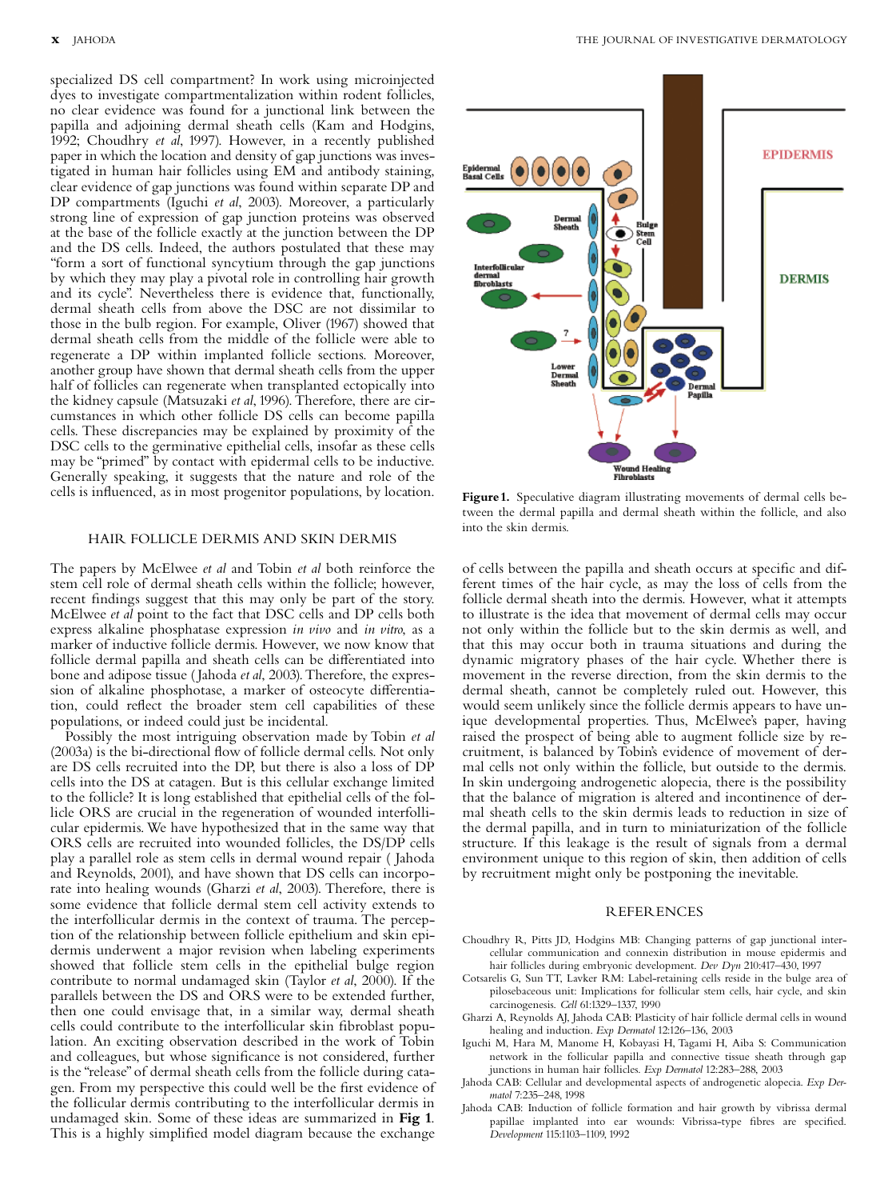specialized DS cell compartment? In work using microinjected dyes to investigate compartmentalization within rodent follicles, no clear evidence was found for a junctional link between the papilla and adjoining dermal sheath cells (Kam and Hodgins, 1992; Choudhry *et al*, 1997). However, in a recently published paper in which the location and density of gap junctions was investigated in human hair follicles using EM and antibody staining, clear evidence of gap junctions was found within separate DP and DP compartments (Iguchi *et al*, 2003). Moreover, a particularly strong line of expression of gap junction proteins was observed at the base of the follicle exactly at the junction between the DP and the DS cells. Indeed, the authors postulated that these may "form a sort of functional syncytium through the gap junctions by which they may play a pivotal role in controlling hair growth and its cycle". Nevertheless there is evidence that, functionally, dermal sheath cells from above the DSC are not dissimilar to those in the bulb region. For example, Oliver (1967) showed that dermal sheath cells from the middle of the follicle were able to regenerate a DP within implanted follicle sections. Moreover, another group have shown that dermal sheath cells from the upper half of follicles can regenerate when transplanted ectopically into the kidney capsule (Matsuzaki *et al*, 1996). Therefore, there are circumstances in which other follicle DS cells can become papilla cells. These discrepancies may be explained by proximity of the DSC cells to the germinative epithelial cells, insofar as these cells may be "primed" by contact with epidermal cells to be inductive. Generally speaking, it suggests that the nature and role of the cells is influenced, as in most progenitor populations, by location.

## HAIR FOLLICLE DERMIS AND SKIN DERMIS

The papers by McElwee *et al* and Tobin *et al* both reinforce the stem cell role of dermal sheath cells within the follicle; however, recent findings suggest that this may only be part of the story. McElwee *et al* point to the fact that DSC cells and DP cells both express alkaline phosphatase expression *in vivo* and *in vitro*, as a marker of inductive follicle dermis. However, we now know that follicle dermal papilla and sheath cells can be differentiated into bone and adipose tissue (Jahoda *et al*, 2003). Therefore, the expression of alkaline phosphotase, a marker of osteocyte differentiation, could reflect the broader stem cell capabilities of these populations, or indeed could just be incidental.

Possibly the most intriguing observation made by Tobin *et al* (2003a) is the bi-directional flow of follicle dermal cells. Not only are DS cells recruited into the DP, but there is also a loss of DP cells into the DS at catagen. But is this cellular exchange limited to the follicle? It is long established that epithelial cells of the follicle ORS are crucial in the regeneration of wounded interfollicular epidermis. We have hypothesized that in the same way that ORS cells are recruited into wounded follicles, the DS/DP cells play a parallel role as stem cells in dermal wound repair (Jahoda and Reynolds, 2001), and have shown that DS cells can incorporate into healing wounds (Gharzi *et al*, 2003). Therefore, there is some evidence that follicle dermal stem cell activity extends to the interfollicular dermis in the context of trauma. The perception of the relationship between follicle epithelium and skin epidermis underwent a major revision when labeling experiments showed that follicle stem cells in the epithelial bulge region contribute to normal undamaged skin (Taylor *et al*, 2000). If the parallels between the DS and ORS were to be extended further, then one could envisage that, in a similar way, dermal sheath cells could contribute to the interfollicular skin fibroblast population. An exciting observation described in the work of Tobin and colleagues, but whose significance is not considered, further is the "release" of dermal sheath cells from the follicle during catagen. From my perspective this could well be the first evidence of the follicular dermis contributing to the interfollicular dermis in undamaged skin. Some of these ideas are summarized in **Fig 1**. This is a highly simplified model diagram because the exchange of cells between the papilla and sheath occurs at specific and different times of the hair cycle, as may the loss of cells from the follicle dermal sheath into the dermis. However, what it attempts to illustrate is the idea that movement of dermal cells may occur not only within the follicle but to the skin dermis as well, and that this may occur both in trauma situations and during the dynamic migratory phases of the hair cycle. Whether there is movement in the reverse direction, from the skin dermis to the dermal sheath, cannot be completely ruled out. However, this would seem unlikely since the follicle dermis appears to have unique developmental properties. Thus, McElwee's paper, having raised the prospect of being able to augment follicle size by recruitment, is balanced by Tobin's evidence of movement of dermal cells not only within the follicle, but outside to the dermis. In skin undergoing androgenetic alopecia, there is the possibility that the balance of migration is altered and incontinence of dermal sheath cells to the skin dermis leads to reduction in size of the dermal papilla, and in turn to miniaturization of the follicle structure. If this leakage is the result of signals from a dermal environment unique to this region of skin, then addition of cells by recruitment might only be postponing the inevitable.

**Figure 1.** Speculative diagram illustrating movements of dermal cells between the dermal papilla and dermal sheath within the follicle, and also into the skin dermis.

## REFERENCES

- Choudhry R, Pitts JD, Hodgins MB: Changing patterns of gap junctional intercellular communication and connexin distribution in mouse epidermis and hair follicles during embryonic development. *Dev Dyn* 210:417–430, 1997
- Cotsarelis G, Sun TT, Lavker RM: Label-retaining cells reside in the bulge area of pilosebaceous unit: Implications for follicular stem cells, hair cycle, and skin carcinogenesis. *Cell* 61:1329–1337, 1990
- Gharzi A, Reynolds AJ, Jahoda CAB: Plasticity of hair follicle dermal cells in wound healing and induction. *Exp Dermatol* 12:126–136, 2003
- Iguchi M, Hara M, Manome H, Kobayasi H, Tagami H, Aiba S: Communication network in the follicular papilla and connective tissue sheath through gap junctions in human hair follicles. *Exp Dermatol* 12:283–288, 2003
- Jahoda CAB: Cellular and developmental aspects of androgenetic alopecia. *Exp Dermatol* 7:235–248, 1998
- Jahoda CAB: Induction of follicle formation and hair growth by vibrissa dermal papillae implanted into ear wounds: Vibrissa-type fibres are specified. *Development* 115:1103–1109, 1992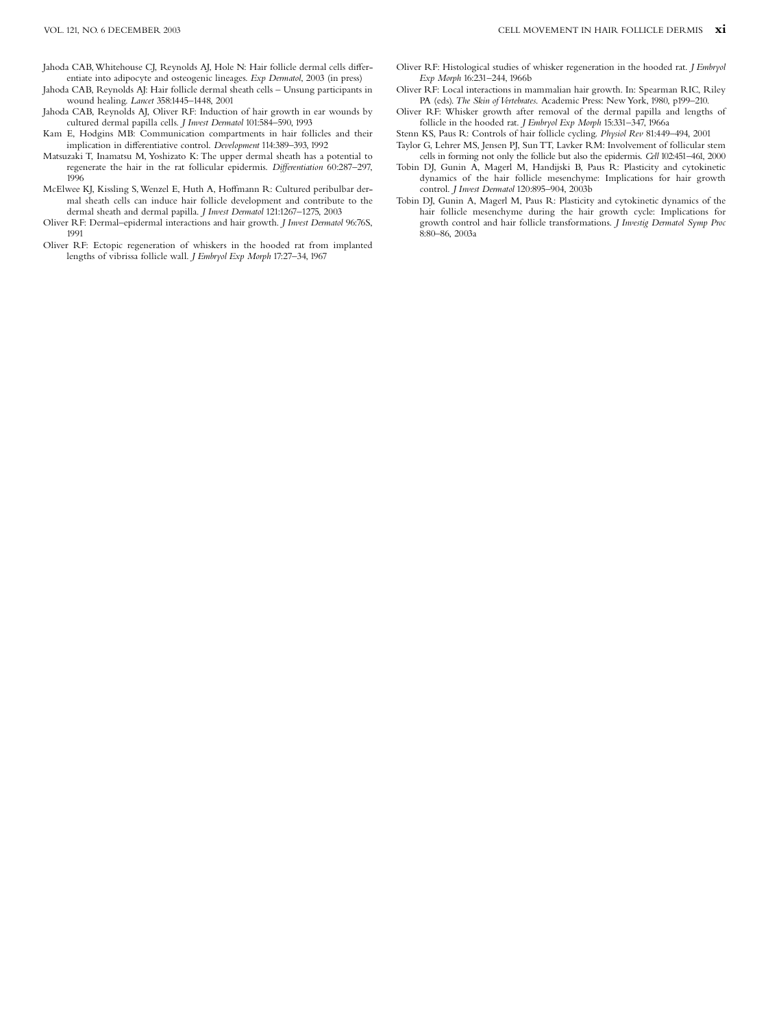Jahoda CAB, Whitehouse CJ, Reynolds AJ, Hole N: Hair follicle dermal cells differentiate into adipocyte and osteogenic lineages. *Exp Dermatol*, 2003 (in press)

Jahoda CAB, Reynolds AJ: Hair follicle dermal sheath cells – Unsung participants in wound healing. *Lancet* 358:1445–1448, 2001

Jahoda CAB, Reynolds AJ, Oliver RF: Induction of hair growth in ear wounds by cultured dermal papilla cells. *J Invest Dermatol* 101:584–590, 1993

Kam E, Hodgins MB: Communication compartments in hair follicles and their implication in differentiative control. *Development* 114:389–393, 1992

Matsuzaki T, Inamatsu M, Yoshizato K: The upper dermal sheath has a potential to regenerate the hair in the rat follicular epidermis. *Differentiation* 60:287–297, 1996

McElwee KJ, Kissling S, Wenzel E, Huth A, Hoffmann R: Cultured peribulbar dermal sheath cells can induce hair follicle development and contribute to the dermal sheath and dermal papilla. *J Invest Dermatol* 121:1267–1275, 2003

Oliver RF: Dermal–epidermal interactions and hair growth. *J Invest Dermatol* 96:76S, 1991

Oliver RF: Ectopic regeneration of whiskers in the hooded rat from implanted lengths of vibrissa follicle wall. *J Embryol Exp Morph* 17:27–34, 1967

Oliver RF: Histological studies of whisker regeneration in the hooded rat. *J Embryol Exp Morph* 16:231–244, 1966b

Oliver RF: Local interactions in mammalian hair growth. In: Spearman RIC, Riley PA (eds). *The Skin of Vertebrates*. Academic Press: New York, 1980, p199–210.

Oliver RF: Whisker growth after removal of the dermal papilla and lengths of follicle in the hooded rat. *J Embryol Exp Morph* 15:331–347, 1966a

Stenn KS, Paus R: Controls of hair follicle cycling. *Physiol Rev* 81:449–494, 2001

Taylor G, Lehrer MS, Jensen PJ, Sun TT, Lavker RM: Involvement of follicular stem cells in forming not only the follicle but also the epidermis. *Cell* 102:451–461, 2000

Tobin DJ, Gunin A, Magerl M, Handijski B, Paus R: Plasticity and cytokinetic dynamics of the hair follicle mesenchyme: Implications for hair growth control. *J Invest Dermatol* 120:895–904, 2003b

Tobin DJ, Gunin A, Magerl M, Paus R: Plasticity and cytokinetic dynamics of the hair follicle mesenchyme during the hair growth cycle: Implications for growth control and hair follicle transformations. *J Investig Dermatol Symp Proc* 8:80–86, 2003a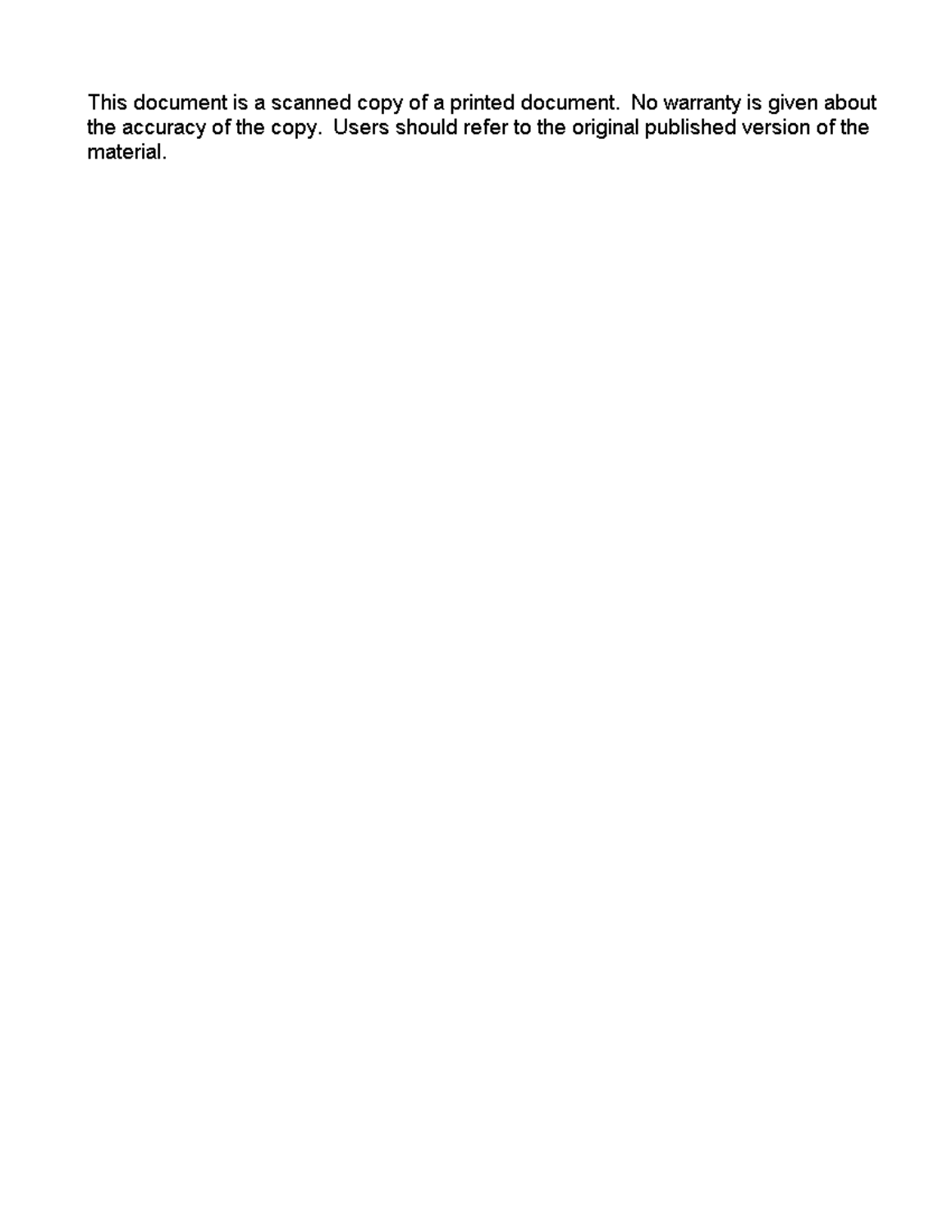This document is a scanned copy of a printed document. No warranty is given about the accuracy of the copy. Users should refer to the original published version of the material.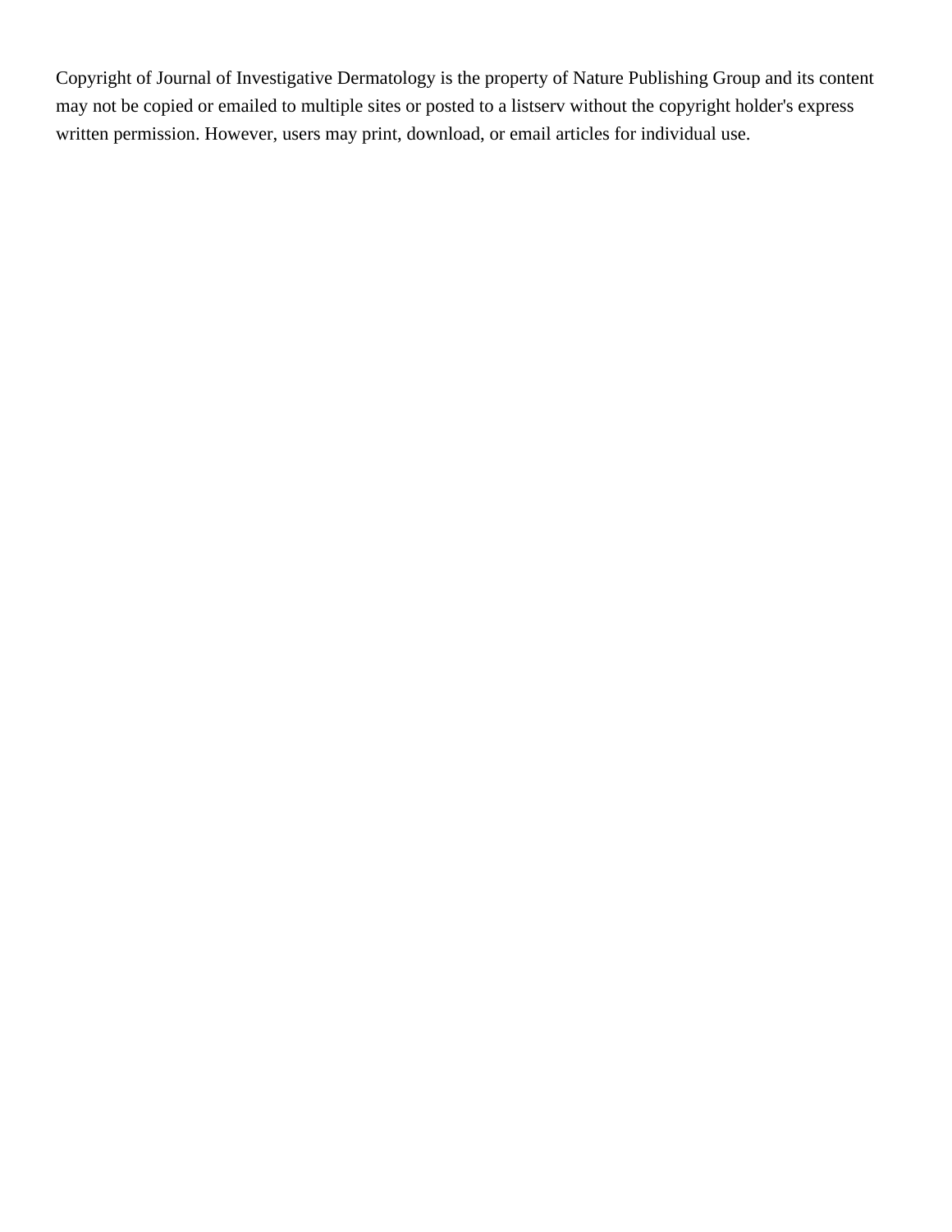Copyright of Journal of Investigative Dermatology is the property of Nature Publishing Group and its content may not be copied or emailed to multiple sites or posted to a listserv without the copyright holder's express written permission. However, users may print, download, or email articles for individual use.